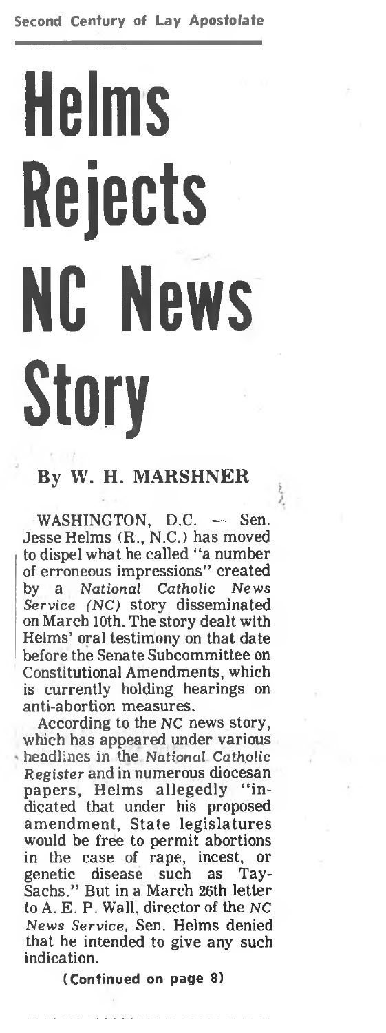Second Century of Lay Apostolate

# Helms Rejects NC News Story

**By W. H. MARSHNER**

WASHINGTON, D.C. — Sen. Jesse Helms (R., N.C.) has moved to dispel what he called "a number of erroneous impressions" created by a *National Catholic News Service (NC)* story disseminated on March 10th. The story dealt with Helms' oral testimony on that date before the Senate Subcommittee on Constitutional Amendments, which is currently holding hearings on anti-abortion measures.

According to the *NC* news story, which has appeared under various headlines in the *National Catholic Register* and in numerous diocesan papers, Helms allegedly "indicated that under his proposed amendment, State legislatures would be free to permit abortions in the case of rape, incest, or genetic disease such as Tay-Sachs." But in a March 26th letter to A. E. P. Wall, director of the *NC News Service*, Sen. Helms denied that he intended to give any such indication.

**(Continued on page 8)**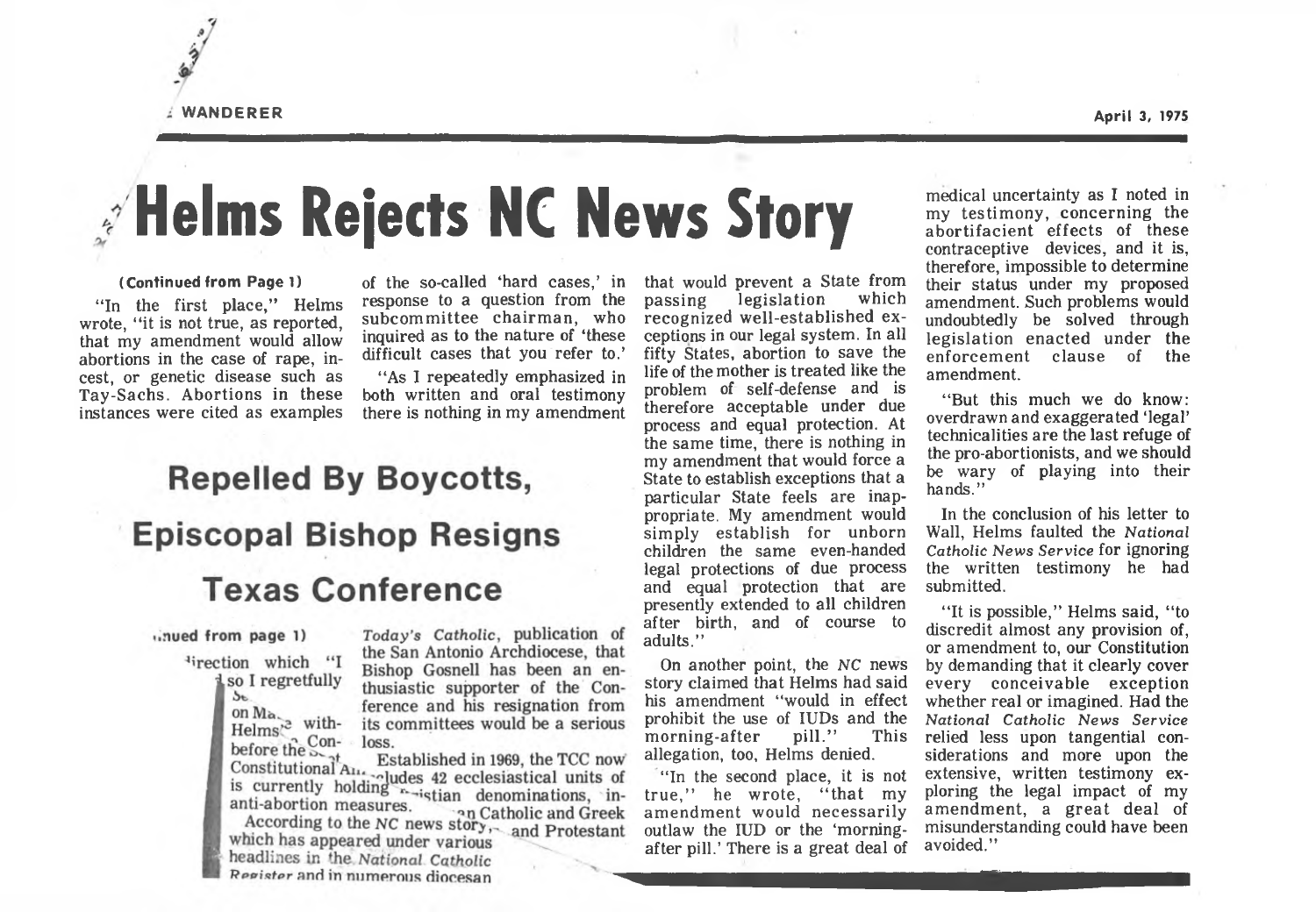# Helms Rejects NC News Story

**(Continued from Page 1)**

"In the first place," Helms wrote, "it is not true, as reported, that my amendment would allow abortions in the case of rape, incest, or genetic disease such as Tay-Sachs. Abortions in these instances were cited as examples of the so-called 'hard cases,' in response to a question from the subcommittee chairman, who inquired as to the nature of 'these difficult cases that you refer to.'

"As I repeatedly emphasized in both written and oral testimony there is nothing in my amendment that would prevent a State from passing legislation which recognized well-established exceptions in our legal system. In all fifty States, abortion to save the life of the mother is treated like the problem of self-defense and is therefore acceptable under due process and equal protection. At the same time, there is nothing in my amendment that would force a State to establish exceptions that a particular State feels are inappropriate. My amendment would simply establish for unborn children the same even-handed legal protections of due process and equal protection that are presently extended to all children after birth, and of course to adults."

On another point, the *NC* news story claimed that Helms had said his amendment "would in effect prohibit the use of IUDs and the morning-after pill." This allegation, too, Helms denied.

"In the second place, it is not true," he wrote, "that my amendment would necessarily outlaw the IUD or the 'morning-after pill.' There is a great deal of medical uncertainty as I noted in my testimony, concerning the abortifacient effects of these contraceptive devices, and it is, therefore, impossible to determine their status under my proposed amendment. Such problems would undoubtedly be solved through legislation enacted under the enforcement clause of the amendment.

"But this much we do know: overdrawn and exaggerated 'legal' technicalities are the last refuge of the pro-abortionists, and we should be wary of playing into their hands."

In the conclusion of his letter to Wall, Helms faulted the *National Catholic News Service* for ignoring the written testimony he had submitted.

"It is possible," Helms said, "to discredit almost any provision of, or amendment to, our Constitution by demanding that it clearly cover every conceivable exception whether real or imagined. Had the *National Catholic News Service* relied less upon tangential considerations and more upon the extensive, written testimony exploring the legal impact of my amendment, a great deal of misunderstanding could have been avoided."

## Repelled By Boycotts, Episcopal Bishop Resigns Texas Conference

**...nued from page 1)**

...irection which "I ...so I regretfully ... on Ma... Helms'... with- ... before the ... Con- ... Constitutional Am... is currently holding ... anti-abortion measures.

According to the *NC* news story, which has appeared under various headlines in the *National Catholic Register* and in numerous diocesan *Today's Catholic*, publication of the San Antonio Archdiocese, that Bishop Gosnell has been an enthusiastic supporter of the Conference and his resignation from its committees would be a serious loss.

Established in 1969, the TCC now ...cludes 42 ecclesiastical units of ...istian denominations, in... ...an Catholic and Greek ... and Protestant